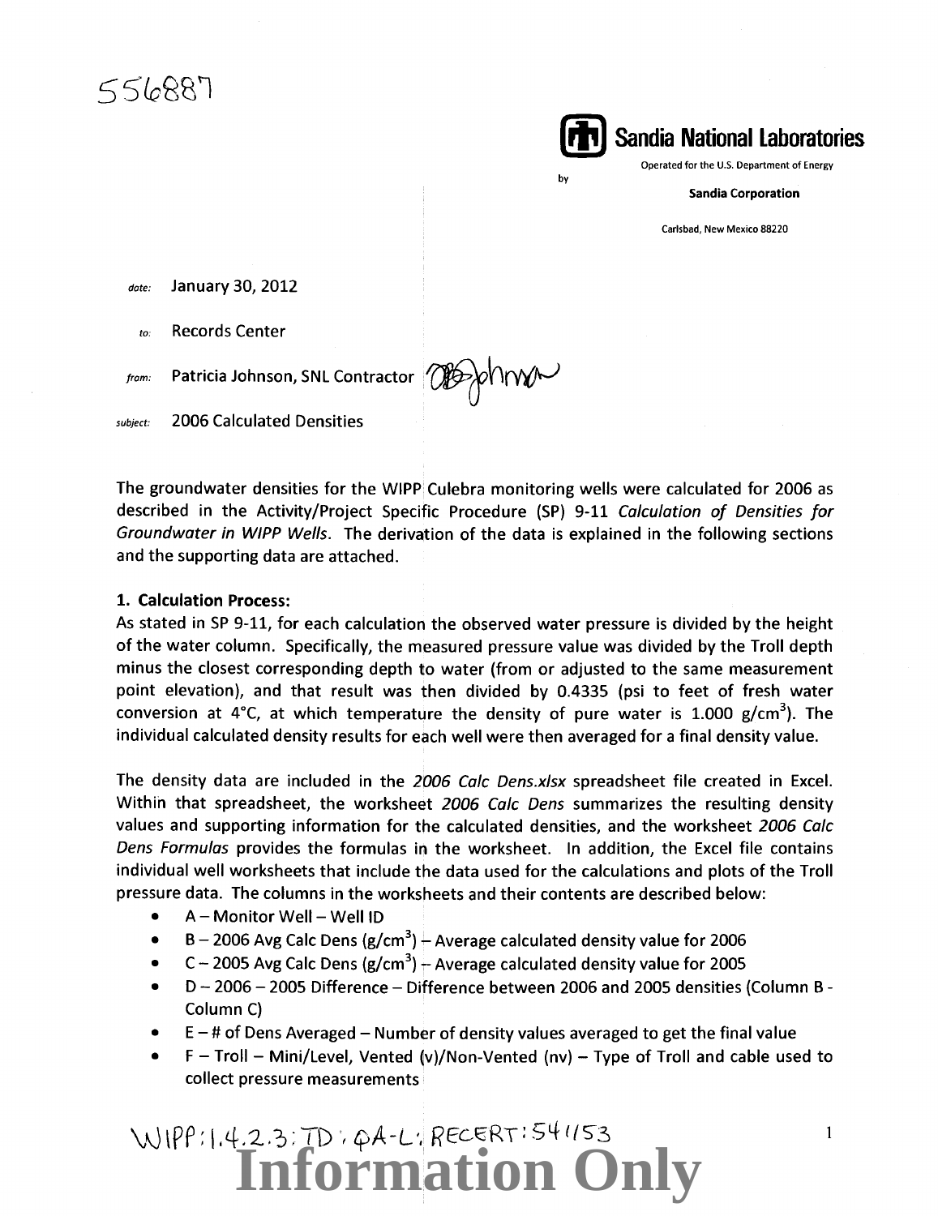556887

**Sandia National Laboratories**

Operated for the U.S. Department of Energy by

**Sandia Corporation**

Carlsbad, New Mexico 88220

*date:* January 30, 2012

*to:* Records Center

*from:* Patricia Johnson, SNL Contractor

*subject:* 2006 Calculated Densities

The groundwater densities for the WIPP Culebra monitoring wells were calculated for 2006 as described in the Activity/Project Specific Procedure (SP) 9-11 *Calculation of Densities for Groundwater in WIPP Wells*. The derivation of the data is explained in the following sections and the supporting data are attached.

**1. Calculation Process:**

As stated in SP 9-11, for each calculation the observed water pressure is divided by the height of the water column. Specifically, the measured pressure value was divided by the Troll depth minus the closest corresponding depth to water (from or adjusted to the same measurement point elevation), and that result was then divided by 0.4335 (psi to feet of fresh water conversion at 4°C, at which temperature the density of pure water is 1.000 g/cm$^3$). The individual calculated density results for each well were then averaged for a final density value.

The density data are included in the *2006 Calc Dens.xlsx* spreadsheet file created in Excel. Within that spreadsheet, the worksheet *2006 Calc Dens* summarizes the resulting density values and supporting information for the calculated densities, and the worksheet *2006 Calc Dens Formulas* provides the formulas in the worksheet. In addition, the Excel file contains individual well worksheets that include the data used for the calculations and plots of the Troll pressure data. The columns in the worksheets and their contents are described below:

- A – Monitor Well – Well ID
- B – 2006 Avg Calc Dens (g/cm$^3$) – Average calculated density value for 2006
- C – 2005 Avg Calc Dens (g/cm$^3$) – Average calculated density value for 2005
- D – 2006 – 2005 Difference – Difference between 2006 and 2005 densities (Column B - Column C)
- E – # of Dens Averaged – Number of density values averaged to get the final value
- F – Troll – Mini/Level, Vented (v)/Non-Vented (nv) – Type of Troll and cable used to collect pressure measurements

WIPP:1.4.2.3:TD:QA-L:RECERT:54153

**Information Only**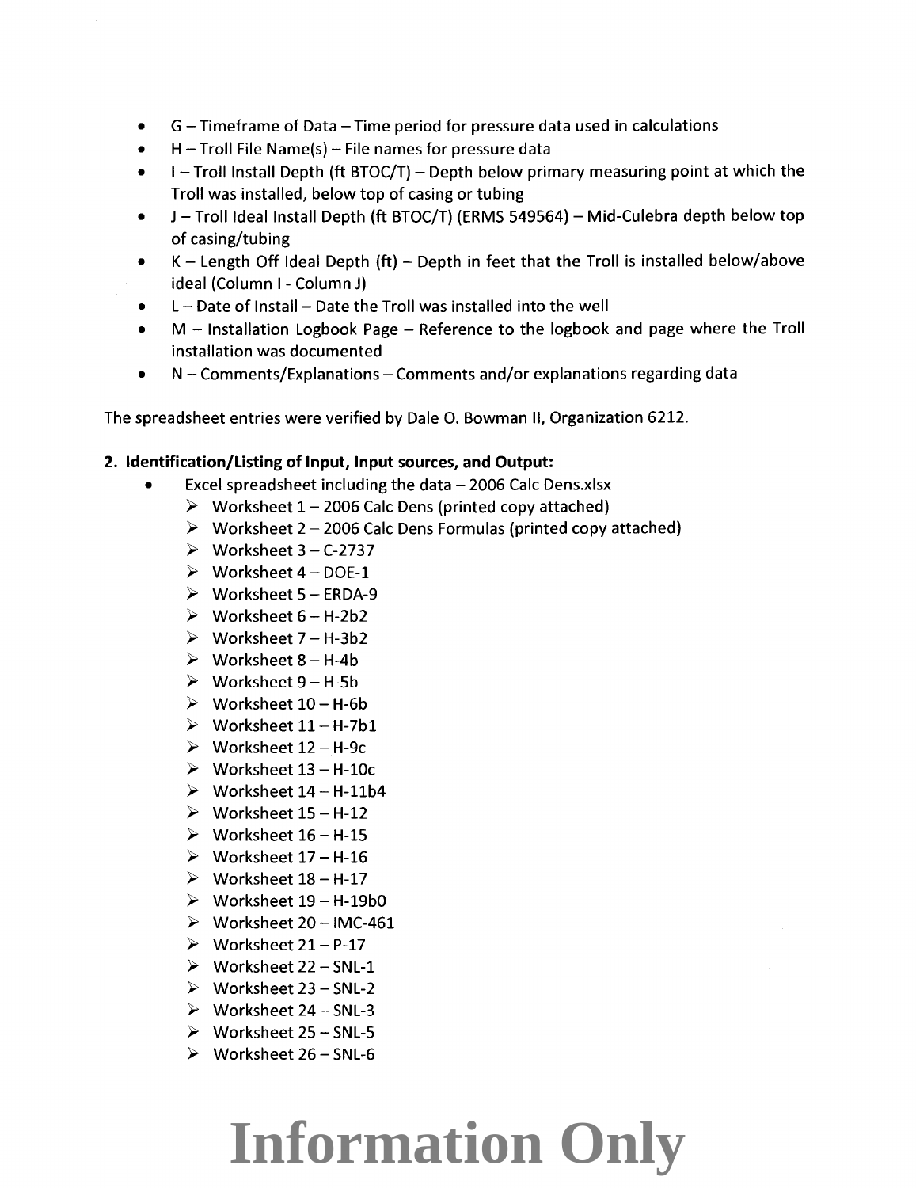- G – Timeframe of Data – Time period for pressure data used in calculations
- H – Troll File Name(s) – File names for pressure data
- I – Troll Install Depth (ft BTOC/T) – Depth below primary measuring point at which the Troll was installed, below top of casing or tubing
- J – Troll Ideal Install Depth (ft BTOC/T) (ERMS 549564) – Mid-Culebra depth below top of casing/tubing
- K – Length Off Ideal Depth (ft) – Depth in feet that the Troll is installed below/above ideal (Column I - Column J)
- L – Date of Install – Date the Troll was installed into the well
- M – Installation Logbook Page – Reference to the logbook and page where the Troll installation was documented
- N – Comments/Explanations – Comments and/or explanations regarding data

The spreadsheet entries were verified by Dale O. Bowman II, Organization 6212.

**2. Identification/Listing of Input, Input sources, and Output:**

- Excel spreadsheet including the data – 2006 Calc Dens.xlsx
  - Worksheet 1 – 2006 Calc Dens (printed copy attached)
  - Worksheet 2 – 2006 Calc Dens Formulas (printed copy attached)
  - Worksheet 3 – C-2737
  - Worksheet 4 – DOE-1
  - Worksheet 5 – ERDA-9
  - Worksheet 6 – H-2b2
  - Worksheet 7 – H-3b2
  - Worksheet 8 – H-4b
  - Worksheet 9 – H-5b
  - Worksheet 10 – H-6b
  - Worksheet 11 – H-7b1
  - Worksheet 12 – H-9c
  - Worksheet 13 – H-10c
  - Worksheet 14 – H-11b4
  - Worksheet 15 – H-12
  - Worksheet 16 – H-15
  - Worksheet 17 – H-16
  - Worksheet 18 – H-17
  - Worksheet 19 – H-19b0
  - Worksheet 20 – IMC-461
  - Worksheet 21 – P-17
  - Worksheet 22 – SNL-1
  - Worksheet 23 – SNL-2
  - Worksheet 24 – SNL-3
  - Worksheet 25 – SNL-5
  - Worksheet 26 – SNL-6

**Information Only**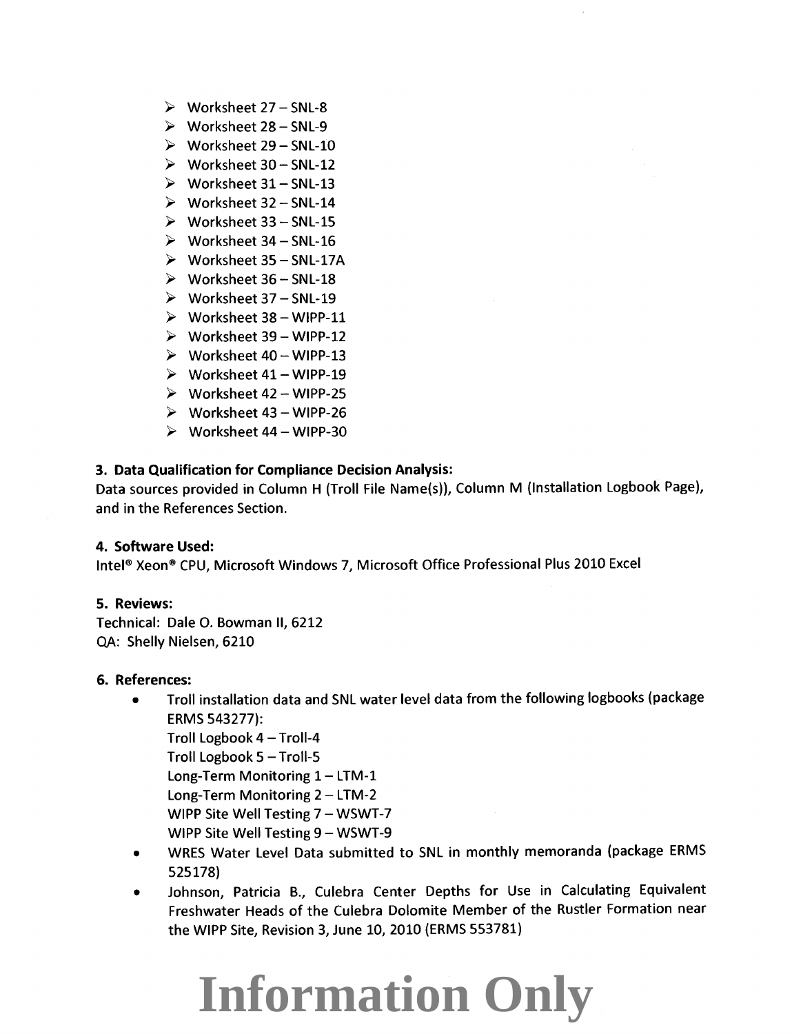- Worksheet 27 – SNL-8
- Worksheet 28 – SNL-9
- Worksheet 29 – SNL-10
- Worksheet 30 – SNL-12
- Worksheet 31 – SNL-13
- Worksheet 32 – SNL-14
- Worksheet 33 – SNL-15
- Worksheet 34 – SNL-16
- Worksheet 35 – SNL-17A
- Worksheet 36 – SNL-18
- Worksheet 37 – SNL-19
- Worksheet 38 – WIPP-11
- Worksheet 39 – WIPP-12
- Worksheet 40 – WIPP-13
- Worksheet 41 – WIPP-19
- Worksheet 42 – WIPP-25
- Worksheet 43 – WIPP-26
- Worksheet 44 – WIPP-30

**3. Data Qualification for Compliance Decision Analysis:**
Data sources provided in Column H (Troll File Name(s)), Column M (Installation Logbook Page), and in the References Section.

**4. Software Used:**
Intel® Xeon® CPU, Microsoft Windows 7, Microsoft Office Professional Plus 2010 Excel

**5. Reviews:**
Technical: Dale O. Bowman II, 6212
QA: Shelly Nielsen, 6210

**6. References:**

- Troll installation data and SNL water level data from the following logbooks (package ERMS 543277):
  Troll Logbook 4 – Troll-4
  Troll Logbook 5 – Troll-5
  Long-Term Monitoring 1 – LTM-1
  Long-Term Monitoring 2 – LTM-2
  WIPP Site Well Testing 7 – WSWT-7
  WIPP Site Well Testing 9 – WSWT-9
- WRES Water Level Data submitted to SNL in monthly memoranda (package ERMS 525178)
- Johnson, Patricia B., Culebra Center Depths for Use in Calculating Equivalent Freshwater Heads of the Culebra Dolomite Member of the Rustler Formation near the WIPP Site, Revision 3, June 10, 2010 (ERMS 553781)

**Information Only**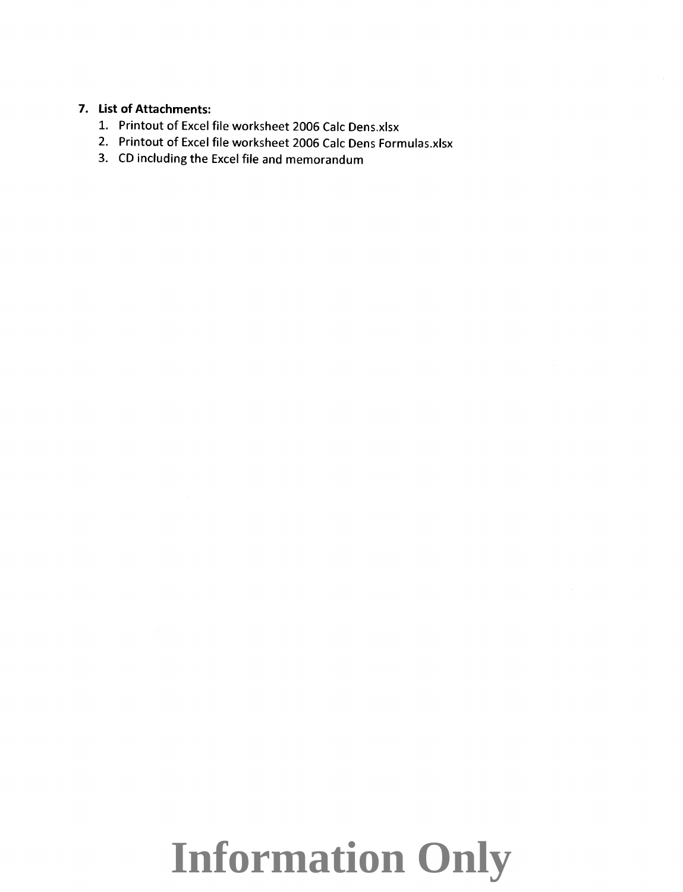7. **List of Attachments:**
    1. Printout of Excel file worksheet 2006 Calc Dens.xlsx
    2. Printout of Excel file worksheet 2006 Calc Dens Formulas.xlsx
    3. CD including the Excel file and memorandum

# Information Only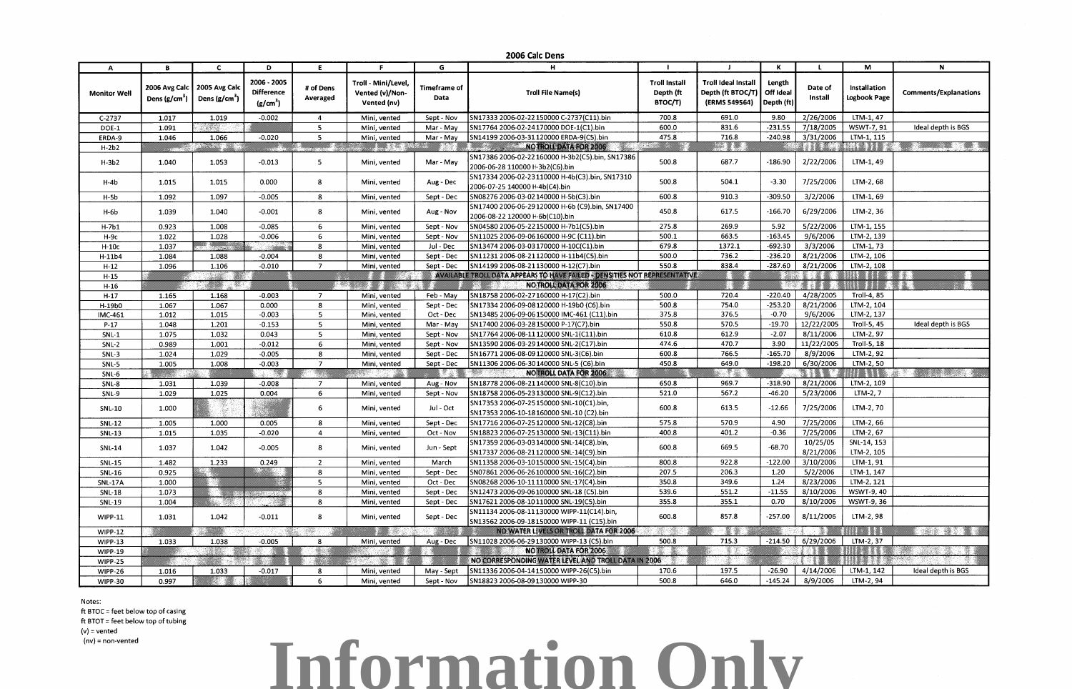## 2006 Calc Dens

| A | B | C | D | E | F | G | H | I | J | K | L | M | N |
|---|---|---|---|---|---|---|---|---|---|---|---|---|---|
| Monitor Well | 2006 Avg Calc Dens ($g/cm^3$) | 2005 Avg Calc Dens ($g/cm^3$) | 2006 - 2005 Difference ($g/cm^3$) | # of Dens Averaged | Troll - Mini/Level, Vented (v)/Non-Vented (nv) | Timeframe of Data | Troll File Name(s) | Troll Install Depth (ft BTOC/T) | Troll Ideal Install Depth (ft BTOC/T) (ERMS 549564) | Length Off Ideal Depth (ft) | Date of Install | Installation Logbook Page | Comments/Explanations |
| C-2737 | 1.017 | 1.019 | -0.002 | 4 | Mini, vented | Sept - Nov | SN17333 2006-02-22 150000 C-2737(C11).bin | 700.8 | 691.0 | 9.80 | 2/26/2006 | LTM-1, 47 | |
| DOE-1 | 1.091 | | | 5 | Mini, vented | Mar - May | SN17764 2006-02-24 170000 DOE-1(C1).bin | 600.0 | 831.6 | -231.55 | 7/18/2005 | WSWT-7, 91 | Ideal depth is BGS |
| ERDA-9 | 1.046 | 1.066 | -0.020 | 5 | Mini, vented | Mar - May | SN14199 2006-03-31 120000 ERDA-9(C5).bin | 475.8 | 716.8 | -240.98 | 3/31/2006 | LTM-1, 115 | |
| H-2b2 | NO TROLL DATA FOR 2006 | | | | | | | | | | | | |
| H-3b2 | 1.040 | 1.053 | -0.013 | 5 | Mini, vented | Mar - May | SN17386 2006-02-22 160000 H-3b2(C5).bin, SN17386 2006-06-28 110000 H-3b2(C6).bin | 500.8 | 687.7 | -186.90 | 2/22/2006 | LTM-1, 49 | |
| H-4b | 1.015 | 1.015 | 0.000 | 8 | Mini, vented | Aug - Dec | SN17334 2006-02-23 110000 H-4b(C3).bin, SN17310 2006-07-25 140000 H-4b(C4).bin | 500.8 | 504.1 | -3.30 | 7/25/2006 | LTM-2, 68 | |
| H-5b | 1.092 | 1.097 | -0.005 | 8 | Mini, vented | Sept - Dec | SN08276 2006-03-02 140000 H-5b(C3).bin | 600.8 | 910.3 | -309.50 | 3/2/2006 | LTM-1, 69 | |
| H-6b | 1.039 | 1.040 | -0.001 | 8 | Mini, vented | Aug - Nov | SN17400 2006-06-29 120000 H-6b (C9).bin, SN17400 2006-08-22 120000 H-6b(C10).bin | 450.8 | 617.5 | -166.70 | 6/29/2006 | LTM-2, 36 | |
| H-7b1 | 0.923 | 1.008 | -0.085 | 6 | Mini, vented | Sept - Nov | SN04580 2006-05-22 150000 H-7b1(C5).bin | 275.8 | 269.9 | 5.92 | 5/22/2006 | LTM-1, 155 | |
| H-9c | 1.022 | 1.028 | -0.006 | 6 | Mini, vented | Sept - Nov | SN11025 2006-09-06 160000 H-9C (C11).bin | 500.1 | 663.5 | -163.45 | 9/6/2006 | LTM-2, 139 | |
| H-10c | 1.037 | | | 8 | Mini, vented | Jul - Dec | SN13474 2006-03-03 170000 H-10C(C1).bin | 679.8 | 1372.1 | -692.30 | 3/3/2006 | LTM-1, 73 | |
| H-11b4 | 1.084 | 1.088 | -0.004 | 8 | Mini, vented | Sept - Dec | SN11231 2006-08-21 120000 H-11b4(C5).bin | 500.0 | 736.2 | -236.20 | 8/21/2006 | LTM-2, 106 | |
| H-12 | 1.096 | 1.106 | -0.010 | 7 | Mini, vented | Sept - Dec | SN14199 2006-08-21 130000 H-12(C7).bin | 550.8 | 838.4 | -287.60 | 8/21/2006 | LTM-2, 108 | |
| H-15 | AVAILABLE TROLL DATA APPEARS TO HAVE FAILED - DENSITIES NOT REPRESENTATIVE | | | | | | | | | | | | |
| H-16 | NO TROLL DATA FOR 2006 | | | | | | | | | | | | |
| H-17 | 1.165 | 1.168 | -0.003 | 7 | Mini, vented | Feb - May | SN18758 2006-02-27 160000 H-17(C2).bin | 500.0 | 720.4 | -220.40 | 4/28/2005 | Troll-4, 85 | |
| H-19b0 | 1.067 | 1.067 | 0.000 | 8 | Mini, vented | Sept - Dec | SN17334 2006-09-08 120000 H-19b0 (C6).bin | 500.8 | 754.0 | -253.20 | 8/21/2006 | LTM-2, 104 | |
| IMC-461 | 1.012 | 1.015 | -0.003 | 5 | Mini, vented | Oct - Dec | SN13485 2006-09-06 150000 IMC-461 (C11).bin | 375.8 | 376.5 | -0.70 | 9/6/2006 | LTM-2, 137 | |
| P-17 | 1.048 | 1.201 | -0.153 | 5 | Mini, vented | Mar - May | SN17400 2006-03-28 150000 P-17(C7).bin | 550.8 | 570.5 | -19.70 | 12/22/2005 | Troll-5, 45 | Ideal depth is BGS |
| SNL-1 | 1.075 | 1.032 | 0.043 | 5 | Mini, vented | Sept - Nov | SN17764 2006-08-11 120000 SNL-1(C11).bin | 610.8 | 612.9 | -2.07 | 8/11/2006 | LTM-2, 97 | |
| SNL-2 | 0.989 | 1.001 | -0.012 | 6 | Mini, vented | Sept - Nov | SN13590 2006-03-29 140000 SNL-2(C17).bin | 474.6 | 470.7 | 3.90 | 11/22/2005 | Troll-5, 18 | |
| SNL-3 | 1.024 | 1.029 | -0.005 | 8 | Mini, vented | Sept - Dec | SN16771 2006-08-09 120000 SNL-3(C6).bin | 600.8 | 766.5 | -165.70 | 8/9/2006 | LTM-2, 92 | |
| SNL-5 | 1.005 | 1.008 | -0.003 | 7 | Mini, vented | Sept - Dec | SN11306 2006-06-30 140000 SNL-5 (C6).bin | 450.8 | 649.0 | -198.20 | 6/30/2006 | LTM-2, 50 | |
| SNL-6 | NO TROLL DATA FOR 2006 | | | | | | | | | | | | |
| SNL-8 | 1.031 | 1.039 | -0.008 | 7 | Mini, vented | Aug - Nov | SN18778 2006-08-21 140000 SNL-8(C10).bin | 650.8 | 969.7 | -318.90 | 8/21/2006 | LTM-2, 109 | |
| SNL-9 | 1.029 | 1.025 | 0.004 | 6 | Mini, vented | Sept - Nov | SN18758 2006-05-23 130000 SNL-9(C12).bin | 521.0 | 567.2 | -46.20 | 5/23/2006 | LTM-2, 7 | |
| SNL-10 | 1.000 | | | 6 | Mini, vented | Jul - Oct | SN17353 2006-07-25 150000 SNL-10(C1).bin, SN17353 2006-10-18 160000 SNL-10 (C2).bin | 600.8 | 613.5 | -12.66 | 7/25/2006 | LTM-2, 70 | |
| SNL-12 | 1.005 | 1.000 | 0.005 | 8 | Mini, vented | Sept - Dec | SN17716 2006-07-25 120000 SNL-12(C8).bin | 575.8 | 570.9 | 4.90 | 7/25/2006 | LTM-2, 66 | |
| SNL-13 | 1.015 | 1.035 | -0.020 | 4 | Mini, vented | Oct - Nov | SN18823 2006-07-25 130000 SNL-13(C11).bin | 400.8 | 401.2 | -0.36 | 7/25/2006 | LTM-2, 67 | |
| SNL-14 | 1.037 | 1.042 | -0.005 | 8 | Mini, vented | Jun - Sept | SN17359 2006-03-03 140000 SNL-14(C8).bin, SN17337 2006-08-21 120000 SNL-14(C9).bin | 600.8 | 669.5 | -68.70 | 10/25/05 8/21/2006 | SNL-14, 153 LTM-2, 105 | |
| SNL-15 | 1.482 | 1.233 | 0.249 | 2 | Mini, vented | March | SN11358 2006-03-10 150000 SNL-15(C4).bin | 800.8 | 922.8 | -122.00 | 3/10/2006 | LTM-1, 91 | |
| SNL-16 | 0.925 | | | 8 | Mini, vented | Sept - Dec | SN07861 2006-06-26 100000 SNL-16(C2).bin | 207.5 | 206.3 | 1.20 | 5/2/2006 | LTM-1, 147 | |
| SNL-17A | 1.000 | | | 5 | Mini, vented | Oct - Dec | SN08268 2006-10-11 110000 SNL-17(C4).bin | 350.8 | 349.6 | 1.24 | 8/23/2006 | LTM-2, 121 | |
| SNL-18 | 1.073 | | | 8 | Mini, vented | Sept - Dec | SN12473 2006-09-06 100000 SNL-18 (C5).bin | 539.6 | 551.2 | -11.55 | 8/10/2006 | WSWT-9, 40 | |
| SNL-19 | 1.004 | | | 8 | Mini, vented | Sept - Dec | SN17621 2006-08-10 110000 SNL-19(C5).bin | 355.8 | 355.1 | 0.70 | 8/10/2006 | WSWT-9, 36 | |
| WIPP-11 | 1.031 | 1.042 | -0.011 | 8 | Mini, vented | Sept - Dec | SN11134 2006-08-11 130000 WIPP-11(C14).bin, SN13562 2006-09-18 150000 WIPP-11 (C15).bin | 600.8 | 857.8 | -257.00 | 8/11/2006 | LTM-2, 98 | |
| WIPP-12 | NO WATER LEVELS OR TROLL DATA FOR 2006 | | | | | | | | | | | | |
| WIPP-13 | 1.033 | 1.038 | -0.005 | 8 | Mini, vented | Aug - Dec | SN11028 2006-06-29 130000 WIPP-13 (C5).bin | 500.8 | 715.3 | -214.50 | 6/29/2006 | LTM-2, 37 | |
| WIPP-19 | NO TROLL DATA FOR 2006 | | | | | | | | | | | | |
| WIPP-25 | NO CORRESPONDING WATER LEVEL AND TROLL DATA IN 2006 | | | | | | | | | | | | |
| WIPP-26 | 1.016 | 1.033 | -0.017 | 8 | Mini, vented | May - Sept | SN11336 2006-04-14 150000 WIPP-26(C5).bin | 170.6 | 197.5 | -26.90 | 4/14/2006 | LTM-1, 142 | Ideal depth is BGS |
| WIPP-30 | 0.997 | | | 6 | Mini, vented | Sept - Nov | SN18823 2006-08-09 130000 WIPP-30 | 500.8 | 646.0 | -145.24 | 8/9/2006 | LTM-2, 94 | |

Notes:
ft BTOC = feet below top of casing
ft BTOT = feet below top of tubing
(v) = vented
(nv) = non-vented

**Information Only**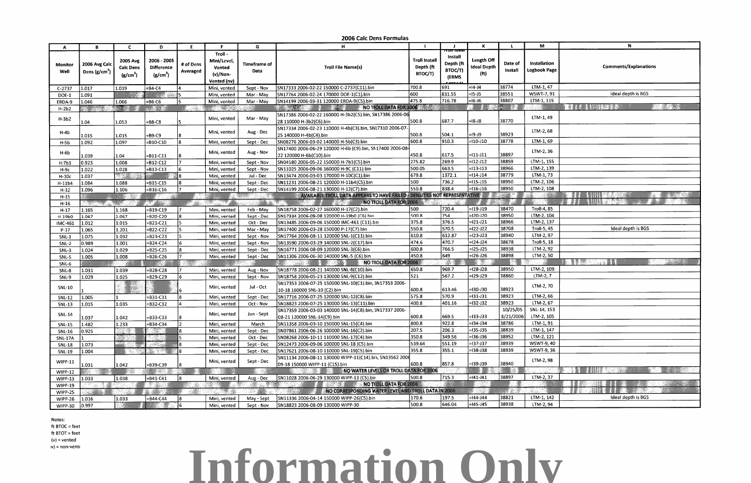# 2006 Calc Dens Formulas

| A | B | C | D | E | F | G | H | I | J | K | L | M | N |
|---|---|---|---|---|---|---|---|---|---|---|---|---|---|
| Monitor Well | 2006 Avg Calc Dens (g/cm³) | 2005 Avg Calc Dens (g/cm³) | 2006 - 2005 Difference (g/cm³) | # of Dens Averaged | Troll - Mini/Level, Vented (v)/Non-Vented (nv) | Timeframe of Data | Troll File Name(s) | Troll Install Depth (ft BTOC/T) | Troll Ideal Install Depth (ft BTOC/T) (ERMS 540564) | Length Off Ideal Depth (ft) | Date of Install | Installation Logbook Page | Comments/Explanations |
| C-2737 | 1.017 | 1.019 | =B4-C4 | 4 | Mini, vented | Sept - Nov | SN17333 2006-02-22 150000 C-2737(C11).bin | 700.8 | 691 | =I4-J4 | 38774 | LTM-1, 47 | |
| DOE-1 | 1.091 | | | 5 | Mini, vented | Mar - May | SN17764 2006-02-24 170000 DOE-1(C1).bin | 600 | 831.55 | =I5-J5 | 38551 | WSWT-7, 91 | Ideal depth is BGS |
| ERDA-9 | 1.046 | 1.066 | =B6-C6 | 5 | Mini, vented | Mar - May | SN14199 2006-03-31 120000 ERDA-9(C5).bin | 475.8 | 716.78 | =I6-J6 | 38807 | LTM-1, 115 | |
| H-2b2 | | | | | | | NO TROLL DATA FOR 2006 | | | | | | |
| H-3b2 | 1.04 | 1.053 | =B8-C8 | 5 | Mini, vented | Mar - May | SN17386 2006-02-22 160000 H-3b2(C5).bin, SN17386 2006-06-28 110000 H-3b2(C6).bin | 500.8 | 687.7 | =I8-J8 | 38770 | LTM-1, 49 | |
| H-4b | 1.015 | 1.015 | =B9-C9 | 8 | Mini, vented | Aug - Dec | SN17334 2006-02-23 110000 H-4b(C3).bin, SN17310 2006-07-25 140000 H-4b(C4).bin | 500.8 | 504.1 | =I9-J9 | 38923 | LTM-2, 68 | |
| H-5b | 1.092 | 1.097 | =B10-C10 | 8 | Mini, vented | Sept - Dec | SN08276 2006-03-02 140000 H-5b(C3).bin | 600.8 | 910.3 | =I10-J10 | 38778 | LTM-1, 69 | |
| H-6b | 1.039 | 1.04 | =B11-C11 | 8 | Mini, vented | Aug - Nov | SN17400 2006-06-29 120000 H-6b (C9).bin, SN17400 2006-08-22 120000 H-6b(C10).bin | 450.8 | 617.5 | =I11-J11 | 38897 | LTM-2, 36 | |
| H-7b1 | 0.923 | 1.008 | =B12-C12 | 7 | Mini, vented | Sept - Nov | SN04580 2006-05-22 150000 H-7b1(C5).bin | 275.82 | 269.9 | =I12-J12 | 38859 | LTM-1, 155 | |
| H-9c | 1.022 | 1.028 | =B13-C13 | 6 | Mini, vented | Sept - Nov | SN11025 2006-09-06 160000 H-9C (C11).bin | 500.05 | 663.5 | =I13-J13 | 38966 | LTM-2, 139 | |
| H-10c | 1.037 | | | 8 | Mini, vented | Jul - Dec | SN13474 2006-03-03 170000 H-10C(C1).bin | 679.8 | 1372.1 | =I14-J14 | 38779 | LTM-1, 73 | |
| H-11b4 | 1.084 | 1.088 | =B15-C15 | 8 | Mini, vented | Sept - Dec | SN11231 2006-08-21 120000 H-11b4(C5).bin | 500 | 736.2 | =I15-J15 | 38950 | LTM-2, 106 | |
| H-12 | 1.096 | 1.106 | =B16-C16 | 7 | Mini, vented | Sept - Dec | SN14199 2006-08-21 130000 H-12(C7).bin | 550.8 | 838.4 | =I16-J16 | 38950 | LTM-2, 108 | |
| H-15 | | | | | | | AVAILABLE TROLL DATA APPEARS TO HAVE FAILED - DENSITIES NOT REPRESENTATIVE | | | | | | |
| H-16 | | | | | | | NO TROLL DATA FOR 2006 | | | | | | |
| H-17 | 1.165 | 1.168 | =B19-C19 | 7 | Mini, vented | Feb - May | SN18758 2006-02-27 160000 H-17(C2).bin | 500 | 720.4 | =I19-J19 | 38470 | Troll-4, 85 | |
| H-19b0 | 1.067 | 1.067 | =B20-C20 | 8 | Mini, vented | Sept - Dec | SN17334 2006-09-08 120000 H-19b0 (C6).bin | 500.8 | 754 | =I20-J20 | 38950 | LTM-2, 104 | |
| IMC-461 | 1.012 | 1.015 | =B21-C21 | 5 | Mini, vented | Oct - Dec | SN13485 2006-09-06 150000 IMC-461 (C11).bin | 375.8 | 376.5 | =I21-J21 | 38966 | LTM-2, 137 | |
| P-17 | 1.065 | 1.201 | =B22-C22 | 5 | Mini, vented | Mar - May | SN17400 2006-03-28 150000 P-17(C7).bin | 550.8 | 570.5 | =I22-J22 | 38708 | Troll-5, 45 | Ideal depth is BGS |
| SNL-1 | 1.075 | 1.032 | =B23-C23 | 5 | Mini, vented | Sept - Nov | SN17764 2006-08-11 120000 SNL-1(C11).bin | 610.8 | 612.87 | =I23-J23 | 38940 | LTM-2, 97 | |
| SNL-2 | 0.989 | 1.001 | =B24-C24 | 6 | Mini, vented | Sept - Nov | SN13590 2006-03-29 140000 SNL-2(C17).bin | 474.6 | 470.7 | =I24-J24 | 38678 | Troll-5, 18 | |
| SNL-3 | 1.024 | 1.029 | =B25-C25 | 8 | Mini, vented | Sept - Dec | SN16771 2006-08-09 120000 SNL-3(C6).bin | 600.8 | 766.5 | =I25-J25 | 38938 | LTM-2, 92 | |
| SNL-5 | 1.005 | 1.008 | =B26-C26 | 7 | Mini, vented | Sept - Dec | SN11306 2006-06-30 140000 SNL-5 (C6).bin | 450.8 | 649 | =I26-J26 | 38898 | LTM-2, 50 | |
| SNL-6 | | | | | | | NO TROLL DATA FOR 2006 | | | | | | |
| SNL-8 | 1.031 | 1.039 | =B28-C28 | 7 | Mini, vented | Aug - Nov | SN18778 2006-08-21 140000 SNL-8(C10).bin | 650.8 | 969.7 | =I28-J28 | 38950 | LTM-2, 109 | |
| SNL-9 | 1.029 | 1.025 | =B29-C29 | 6 | Mini, vented | Sept - Nov | SN18758 2006-05-23 130000 SNL-9(C12).bin | 521 | 567.2 | =I29-J29 | 38860 | LTM-2, 7 | |
| SNL-10 | 1 | | | 6 | Mini, vented | Jul - Oct | SN17353 2006-07-25 150000 SNL-10(C1).bin, SN17353 2006-10-18 160000 SNL-10 (C2).bin | 600.8 | 613.46 | =I30-J30 | 38923 | LTM-2, 70 | |
| SNL-12 | 1.005 | 1 | =B31-C31 | 8 | Mini, vented | Sept - Dec | SN17716 2006-07-25 120000 SNL-12(C8).bin | 575.8 | 570.9 | =I31-J31 | 38923 | LTM-2, 66 | |
| SNL-13 | 1.015 | 1.035 | =B32-C32 | 4 | Mini, vented | Oct - Nov | SN18823 2006-07-25 130000 SNL-13(C11).bin | 400.8 | 401.16 | =I32-J32 | 38923 | LTM-2, 67 | |
| SNL-14 | 1.037 | 1.042 | =B33-C33 | 8 | Mini, vented | Jun - Sept | SN17359 2006-03-03 140000 SNL-14(C8).bin, SN17337 2006-08-21 120000 SNL-14(C9).bin | 600.8 | 669.5 | =I33-J33 | 10/25/05 8/21/2006 | SNL-14, 153 LTM-2, 105 | |
| SNL-15 | 1.482 | 1.233 | =B34-C34 | 2 | Mini, vented | March | SN11358 2006-03-10 150000 SNL-15(C4).bin | 800.8 | 922.8 | =I34-J34 | 38786 | LTM-1, 91 | |
| SNL-16 | 0.925 | | | 8 | Mini, vented | Sept - Dec | SN07861 2006-06-26 100000 SNL-16(C2).bin | 207.5 | 206.3 | =I35-J35 | 38839 | LTM-1, 147 | |
| SNL-17A | 1 | | | 5 | Mini, vented | Oct - Dec | SN08268 2006-10-11 110000 SNL-17(C4).bin | 350.8 | 349.56 | =I36-J36 | 38952 | LTM-2, 121 | |
| SNL-18 | 1.073 | | | 8 | Mini, vented | Sept - Dec | SN12473 2006-09-06 100000 SNL-18 (C5).bin | 539.64 | 551.19 | =I37-J37 | 38939 | WSWT-9, 40 | |
| SNL-19 | 1.004 | | | 8 | Mini, vented | Sept - Dec | SN17621 2006-08-10 110000 SNL-19(C5).bin | 355.8 | 355.1 | =I38-J38 | 38939 | WSWT-9, 36 | |
| WIPP-11 | 1.031 | 1.042 | =B39-C39 | 8 | Mini, vented | Sept - Dec | SN11134 2006-08-11 130000 WIPP-11(C14).bin, SN13562 2006-09-18 150000 WIPP-11 (C15).bin | 600.8 | 857.8 | =I39-J39 | 38940 | LTM-2, 98 | |
| WIPP-12 | | | | | | | NO WATER LEVELS OR TROLL DATA FOR 2006 | | | | | | |
| WIPP-13 | 1.033 | 1.038 | =B41-C41 | 8 | Mini, vented | Aug - Dec | SN11028 2006-06-29 130000 WIPP-13 (C5).bin | 500.8 | 715.3 | =I41-J41 | 38897 | LTM-2, 37 | |
| WIPP-19 | | | | | | | NO TROLL DATA FOR 2006 | | | | | | |
| WIPP-25 | | | | | | | NO CORRESPONDING WATER LEVEL AND TROLL DATA IN 2006 | | | | | | |
| WIPP-26 | 1.016 | 1.033 | =B44-C44 | 8 | Mini, vented | May - Sept | SN11336 2006-04-14 150000 WIPP-26(C5).bin | 170.6 | 197.5 | =I44-J44 | 38821 | LTM-1, 142 | Ideal depth is BGS |
| WIPP-30 | 0.997 | | | 6 | Mini, vented | Sept - Nov | SN18823 2006-08-09 130000 WIPP-30 | 500.8 | 646.04 | =I45-J45 | 38938 | LTM-2, 94 | |

Notes:
ft BTOC = feet
ft BTOT = feet
(v) = vented
(nv) = non-vent

**Information Only**